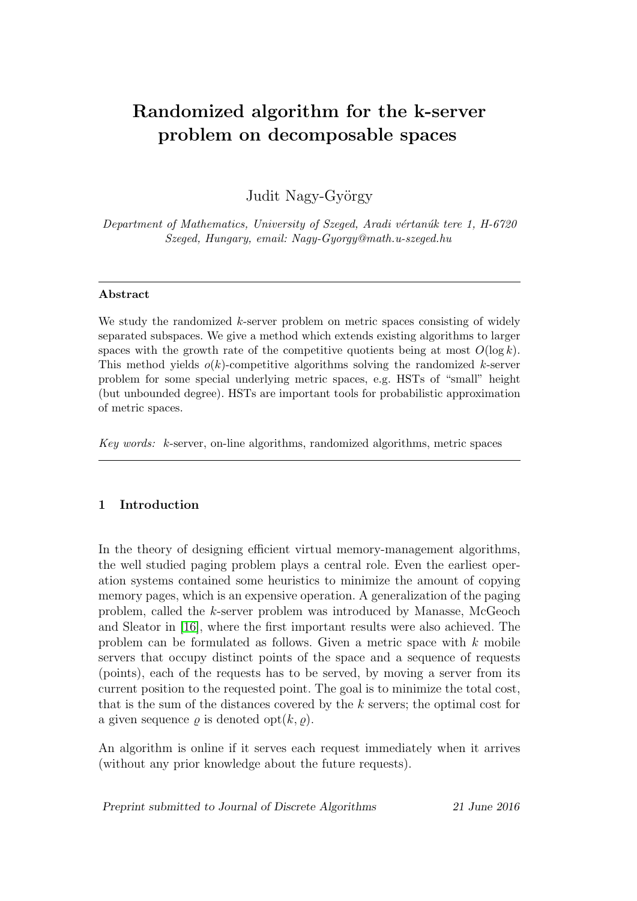# Randomized algorithm for the k-server problem on decomposable spaces

Judit Nagy-György

*Department of Mathematics, University of Szeged, Aradi vértanúk tere 1, H-6720 Szeged, Hungary, email: Nagy-Gyorgy@math.u-szeged.hu*

---

**Abstract**

We study the randomized $k$-server problem on metric spaces consisting of widely separated subspaces. We give a method which extends existing algorithms to larger spaces with the growth rate of the competitive quotients being at most $O(\log k)$. This method yields $o(k)$-competitive algorithms solving the randomized $k$-server problem for some special underlying metric spaces, e.g. HSTs of "small" height (but unbounded degree). HSTs are important tools for probabilistic approximation of metric spaces.

*Key words:* $k$-server, on-line algorithms, randomized algorithms, metric spaces

---

## 1 Introduction

In the theory of designing efficient virtual memory-management algorithms, the well studied paging problem plays a central role. Even the earliest operation systems contained some heuristics to minimize the amount of copying memory pages, which is an expensive operation. A generalization of the paging problem, called the $k$-server problem was introduced by Manasse, McGeoch and Sleator in [16], where the first important results were also achieved. The problem can be formulated as follows. Given a metric space with $k$ mobile servers that occupy distinct points of the space and a sequence of requests (points), each of the requests has to be served, by moving a server from its current position to the requested point. The goal is to minimize the total cost, that is the sum of the distances covered by the $k$ servers; the optimal cost for a given sequence $\varrho$ is denoted $\text{opt}(k, \varrho)$.

An algorithm is online if it serves each request immediately when it arrives (without any prior knowledge about the future requests).

*Preprint submitted to Journal of Discrete Algorithms* 21 June 2016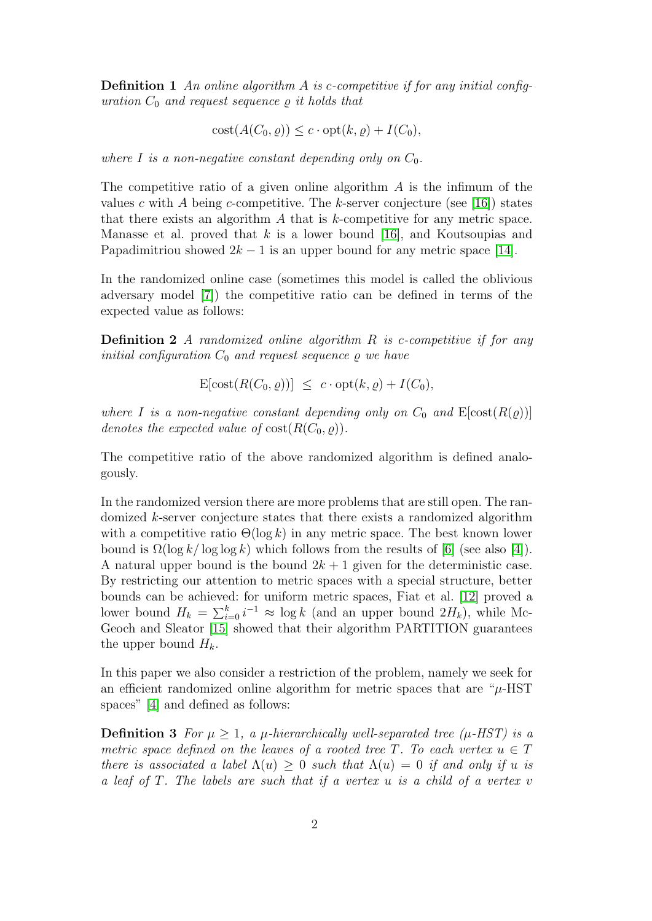**Definition 1** *An online algorithm $A$ is $c$-competitive if for any initial configuration $C_0$ and request sequence $\varrho$ it holds that*

$$\mathrm{cost}(A(C_0, \varrho)) \leq c \cdot \mathrm{opt}(k, \varrho) + I(C_0),$$

*where $I$ is a non-negative constant depending only on $C_0$.*

The competitive ratio of a given online algorithm $A$ is the infimum of the values $c$ with $A$ being $c$-competitive. The $k$-server conjecture (see [16]) states that there exists an algorithm $A$ that is $k$-competitive for any metric space. Manasse et al. proved that $k$ is a lower bound [16], and Koutsoupias and Papadimitriou showed $2k - 1$ is an upper bound for any metric space [14].

In the randomized online case (sometimes this model is called the oblivious adversary model [7]) the competitive ratio can be defined in terms of the expected value as follows:

**Definition 2** *A randomized online algorithm $R$ is $c$-competitive if for any initial configuration $C_0$ and request sequence $\varrho$ we have*

$$\mathrm{E}[\mathrm{cost}(R(C_0, \varrho))] \;\leq\; c \cdot \mathrm{opt}(k, \varrho) + I(C_0),$$

*where $I$ is a non-negative constant depending only on $C_0$ and $\mathrm{E}[\mathrm{cost}(R(\varrho))]$ denotes the expected value of $\mathrm{cost}(R(C_0, \varrho))$.*

The competitive ratio of the above randomized algorithm is defined analogously.

In the randomized version there are more problems that are still open. The randomized $k$-server conjecture states that there exists a randomized algorithm with a competitive ratio $\Theta(\log k)$ in any metric space. The best known lower bound is $\Omega(\log k/ \log \log k)$ which follows from the results of [6] (see also [4]). A natural upper bound is the bound $2k + 1$ given for the deterministic case. By restricting our attention to metric spaces with a special structure, better bounds can be achieved: for uniform metric spaces, Fiat et al. [12] proved a lower bound $H_k = \sum_{i=0}^{k} i^{-1} \approx \log k$ (and an upper bound $2H_k$), while McGeoch and Sleator [15] showed that their algorithm PARTITION guarantees the upper bound $H_k$.

In this paper we also consider a restriction of the problem, namely we seek for an efficient randomized online algorithm for metric spaces that are "$\mu$-HST spaces" [4] and defined as follows:

**Definition 3** *For $\mu \geq 1$, a $\mu$-hierarchically well-separated tree ($\mu$-HST) is a metric space defined on the leaves of a rooted tree $T$. To each vertex $u \in T$ there is associated a label $\Lambda(u) \geq 0$ such that $\Lambda(u) = 0$ if and only if $u$ is a leaf of $T$. The labels are such that if a vertex $u$ is a child of a vertex $v$*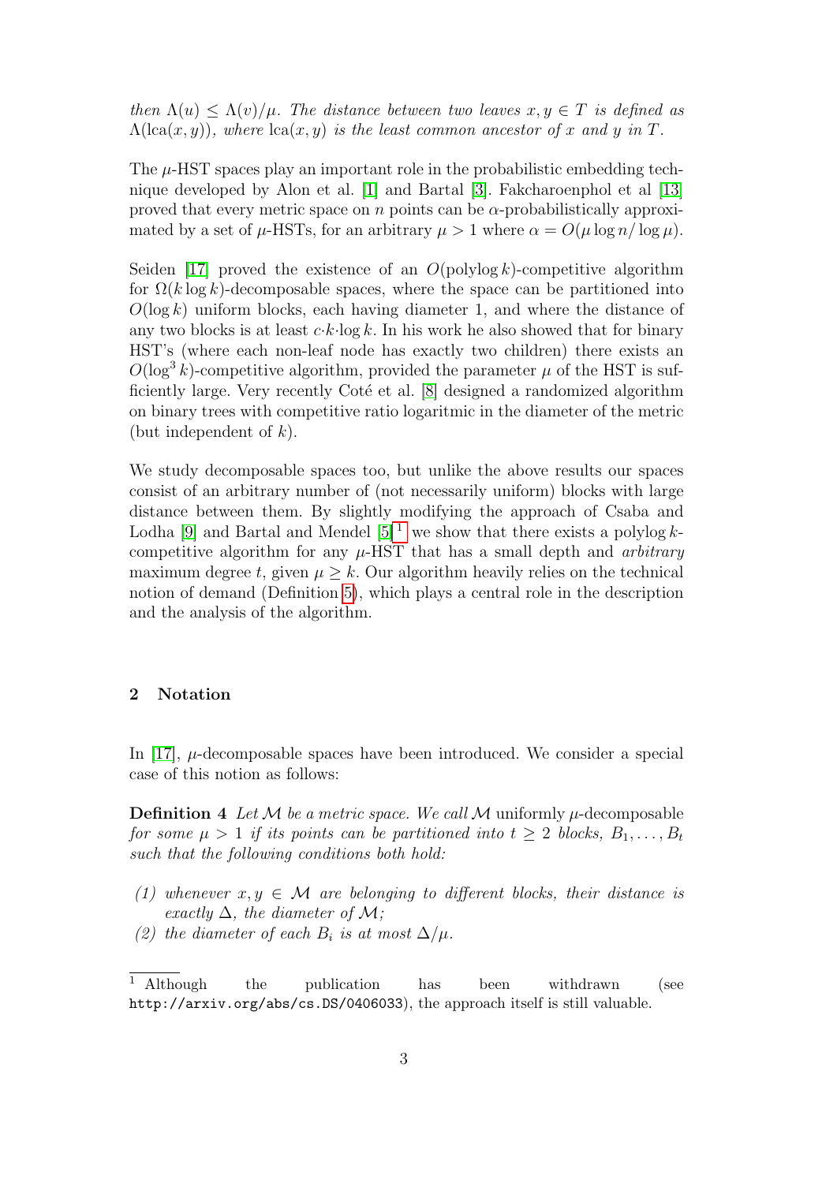*then* $\Lambda(u) \le \Lambda(v)/\mu$. *The distance between two leaves* $x, y \in T$ *is defined as* $\Lambda(\mathrm{lca}(x, y))$, *where* $\mathrm{lca}(x, y)$ *is the least common ancestor of* $x$ *and* $y$ *in* $T$.

The $\mu$-HST spaces play an important role in the probabilistic embedding technique developed by Alon et al. [1] and Bartal [3]. Fakcharoenphol et al [13] proved that every metric space on $n$ points can be $\alpha$-probabilistically approximated by a set of $\mu$-HSTs, for an arbitrary $\mu > 1$ where $\alpha = O(\mu \log n / \log \mu)$.

Seiden [17] proved the existence of an $O(\mathrm{polylog}\, k)$-competitive algorithm for $\Omega(k \log k)$-decomposable spaces, where the space can be partitioned into $O(\log k)$ uniform blocks, each having diameter 1, and where the distance of any two blocks is at least $c \cdot k \cdot \log k$. In his work he also showed that for binary HST's (where each non-leaf node has exactly two children) there exists an $O(\log^3 k)$-competitive algorithm, provided the parameter $\mu$ of the HST is sufficiently large. Very recently Coté et al. [8] designed a randomized algorithm on binary trees with competitive ratio logaritmic in the diameter of the metric (but independent of $k$).

We study decomposable spaces too, but unlike the above results our spaces consist of an arbitrary number of (not necessarily uniform) blocks with large distance between them. By slightly modifying the approach of Csaba and Lodha [9] and Bartal and Mendel [5][1] we show that there exists a polylog $k$-competitive algorithm for any $\mu$-HST that has a small depth and *arbitrary* maximum degree $t$, given $\mu \ge k$. Our algorithm heavily relies on the technical notion of demand (Definition 5), which plays a central role in the description and the analysis of the algorithm.

## 2 Notation

In [17], $\mu$-decomposable spaces have been introduced. We consider a special case of this notion as follows:

**Definition 4** *Let* $\mathcal{M}$ *be a metric space. We call* $\mathcal{M}$ uniformly $\mu$-decomposable *for some* $\mu > 1$ *if its points can be partitioned into* $t \ge 2$ *blocks,* $B_1, \ldots, B_t$ *such that the following conditions both hold:*

*(1) whenever* $x, y \in \mathcal{M}$ *are belonging to different blocks, their distance is exactly* $\Delta$*, the diameter of* $\mathcal{M}$*;*
*(2) the diameter of each* $B_i$ *is at most* $\Delta/\mu$.

[1] Although the publication has been withdrawn (see http://arxiv.org/abs/cs.DS/0406033), the approach itself is still valuable.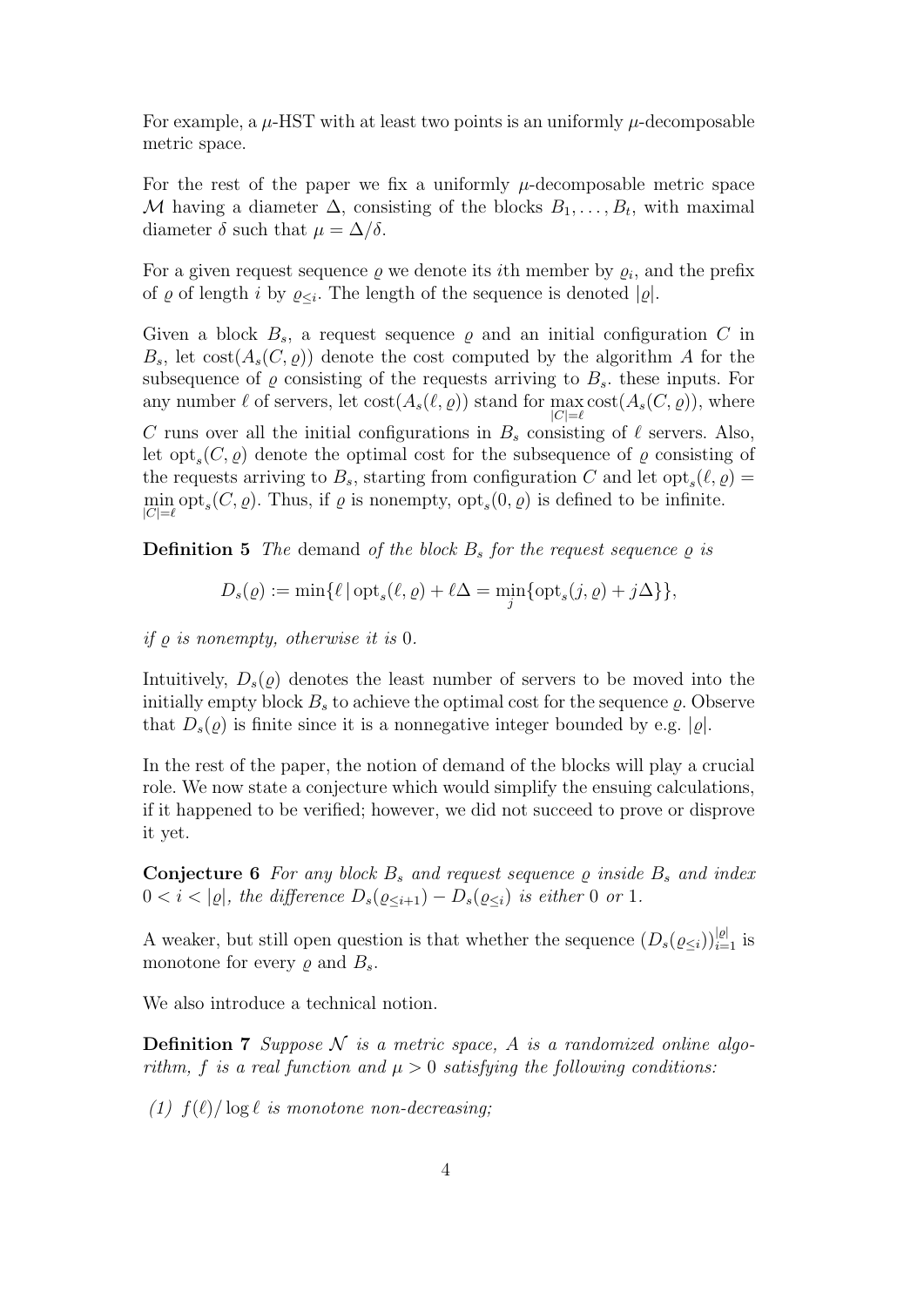For example, a $\mu$-HST with at least two points is an uniformly $\mu$-decomposable metric space.

For the rest of the paper we fix a uniformly $\mu$-decomposable metric space $\mathcal{M}$ having a diameter $\Delta$, consisting of the blocks $B_1, \ldots, B_t$, with maximal diameter $\delta$ such that $\mu = \Delta/\delta$.

For a given request sequence $\varrho$ we denote its $i$th member by $\varrho_i$, and the prefix of $\varrho$ of length $i$ by $\varrho_{\leq i}$. The length of the sequence is denoted $|\varrho|$.

Given a block $B_s$, a request sequence $\varrho$ and an initial configuration $C$ in $B_s$, let $\mathrm{cost}(A_s(C, \varrho))$ denote the cost computed by the algorithm $A$ for the subsequence of $\varrho$ consisting of the requests arriving to $B_s$. these inputs. For any number $\ell$ of servers, let $\mathrm{cost}(A_s(\ell, \varrho))$ stand for $\max_{|C|=\ell} \mathrm{cost}(A_s(C, \varrho))$, where $C$ runs over all the initial configurations in $B_s$ consisting of $\ell$ servers. Also, let $\mathrm{opt}_s(C, \varrho)$ denote the optimal cost for the subsequence of $\varrho$ consisting of the requests arriving to $B_s$, starting from configuration $C$ and let $\mathrm{opt}_s(\ell, \varrho) = \min_{|C|=\ell} \mathrm{opt}_s(C, \varrho)$. Thus, if $\varrho$ is nonempty, $\mathrm{opt}_s(0, \varrho)$ is defined to be infinite.

**Definition 5** *The* demand *of the block $B_s$ for the request sequence $\varrho$ is*

$$D_s(\varrho) := \min\{\ell \mid \mathrm{opt}_s(\ell, \varrho) + \ell\Delta = \min_j \{\mathrm{opt}_s(j, \varrho) + j\Delta\}\},$$

*if $\varrho$ is nonempty, otherwise it is* 0.

Intuitively, $D_s(\varrho)$ denotes the least number of servers to be moved into the initially empty block $B_s$ to achieve the optimal cost for the sequence $\varrho$. Observe that $D_s(\varrho)$ is finite since it is a nonnegative integer bounded by e.g. $|\varrho|$.

In the rest of the paper, the notion of demand of the blocks will play a crucial role. We now state a conjecture which would simplify the ensuing calculations, if it happened to be verified; however, we did not succeed to prove or disprove it yet.

**Conjecture 6** *For any block $B_s$ and request sequence $\varrho$ inside $B_s$ and index $0 < i < |\varrho|$, the difference $D_s(\varrho_{\leq i+1}) - D_s(\varrho_{\leq i})$ is either 0 or 1.*

A weaker, but still open question is that whether the sequence $(D_s(\varrho_{\leq i}))_{i=1}^{|\varrho|}$ is monotone for every $\varrho$ and $B_s$.

We also introduce a technical notion.

**Definition 7** *Suppose $\mathcal{N}$ is a metric space, $A$ is a randomized online algorithm, $f$ is a real function and $\mu > 0$ satisfying the following conditions:*

*(1) $f(\ell)/\log \ell$ is monotone non-decreasing;*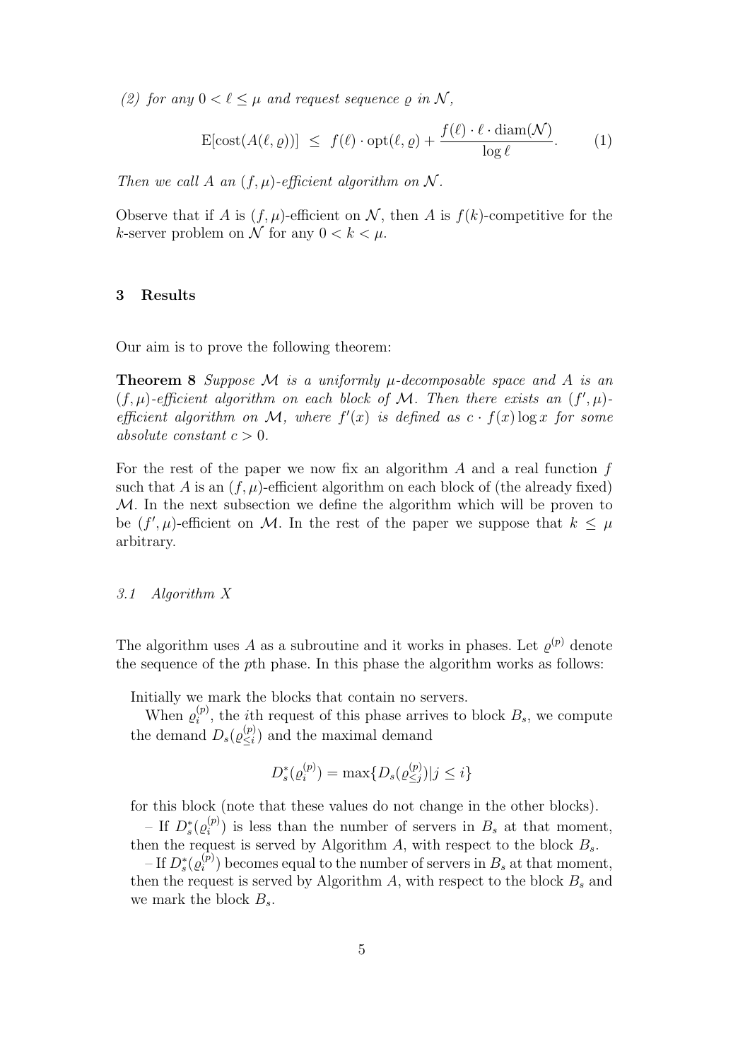*(2) for any $0 < \ell \leq \mu$ and request sequence $\varrho$ in $\mathcal{N}$,*

$$\mathrm{E}[\mathrm{cost}(A(\ell, \varrho))] \;\leq\; f(\ell) \cdot \mathrm{opt}(\ell, \varrho) + \frac{f(\ell) \cdot \ell \cdot \mathrm{diam}(\mathcal{N})}{\log \ell}. \qquad (1)$$

*Then we call $A$ an $(f, \mu)$-efficient algorithm on $\mathcal{N}$.*

Observe that if $A$ is $(f, \mu)$-efficient on $\mathcal{N}$, then $A$ is $f(k)$-competitive for the $k$-server problem on $\mathcal{N}$ for any $0 < k < \mu$.

## 3 Results

Our aim is to prove the following theorem:

**Theorem 8** *Suppose $\mathcal{M}$ is a uniformly $\mu$-decomposable space and $A$ is an $(f, \mu)$-efficient algorithm on each block of $\mathcal{M}$. Then there exists an $(f', \mu)$-efficient algorithm on $\mathcal{M}$, where $f'(x)$ is defined as $c \cdot f(x) \log x$ for some absolute constant $c > 0$.*

For the rest of the paper we now fix an algorithm $A$ and a real function $f$ such that $A$ is an $(f, \mu)$-efficient algorithm on each block of (the already fixed) $\mathcal{M}$. In the next subsection we define the algorithm which will be proven to be $(f', \mu)$-efficient on $\mathcal{M}$. In the rest of the paper we suppose that $k \leq \mu$ arbitrary.

### *3.1 Algorithm X*

The algorithm uses $A$ as a subroutine and it works in phases. Let $\varrho^{(p)}$ denote the sequence of the $p$th phase. In this phase the algorithm works as follows:

Initially we mark the blocks that contain no servers.

When $\varrho_i^{(p)}$, the $i$th request of this phase arrives to block $B_s$, we compute the demand $D_s(\varrho_{\leq i}^{(p)})$ and the maximal demand

$$D_s^*(\varrho_i^{(p)}) = \max\{D_s(\varrho_{\leq j}^{(p)}) | j \leq i\}$$

for this block (note that these values do not change in the other blocks).

– If $D_s^*(\varrho_i^{(p)})$ is less than the number of servers in $B_s$ at that moment, then the request is served by Algorithm $A$, with respect to the block $B_s$.

– If $D_s^*(\varrho_i^{(p)})$ becomes equal to the number of servers in $B_s$ at that moment, then the request is served by Algorithm $A$, with respect to the block $B_s$ and we mark the block $B_s$.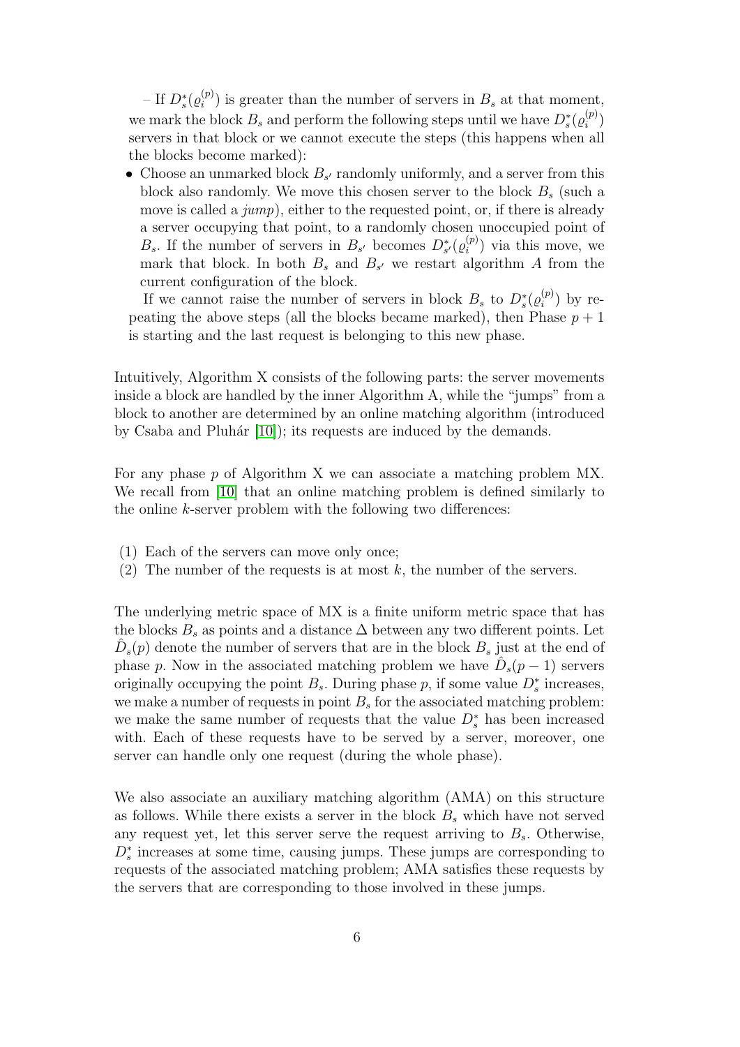– If $D^*_s(\varrho^{(p)}_i)$ is greater than the number of servers in $B_s$ at that moment, we mark the block $B_s$ and perform the following steps until we have $D^*_s(\varrho^{(p)}_i)$ servers in that block or we cannot execute the steps (this happens when all the blocks become marked):

- Choose an unmarked block $B_{s'}$ randomly uniformly, and a server from this block also randomly. We move this chosen server to the block $B_s$ (such a move is called a *jump*), either to the requested point, or, if there is already a server occupying that point, to a randomly chosen unoccupied point of $B_s$. If the number of servers in $B_{s'}$ becomes $D^*_{s'}(\varrho^{(p)}_i)$ via this move, we mark that block. In both $B_s$ and $B_{s'}$ we restart algorithm $A$ from the current configuration of the block.

  If we cannot raise the number of servers in block $B_s$ to $D^*_s(\varrho^{(p)}_i)$ by repeating the above steps (all the blocks became marked), then Phase $p+1$ is starting and the last request is belonging to this new phase.

Intuitively, Algorithm X consists of the following parts: the server movements inside a block are handled by the inner Algorithm A, while the "jumps" from a block to another are determined by an online matching algorithm (introduced by Csaba and Pluhár [10]); its requests are induced by the demands.

For any phase $p$ of Algorithm X we can associate a matching problem MX. We recall from [10] that an online matching problem is defined similarly to the online $k$-server problem with the following two differences:

(1) Each of the servers can move only once;
(2) The number of the requests is at most $k$, the number of the servers.

The underlying metric space of MX is a finite uniform metric space that has the blocks $B_s$ as points and a distance $\Delta$ between any two different points. Let $\hat{D}_s(p)$ denote the number of servers that are in the block $B_s$ just at the end of phase $p$. Now in the associated matching problem we have $\hat{D}_s(p-1)$ servers originally occupying the point $B_s$. During phase $p$, if some value $D^*_s$ increases, we make a number of requests in point $B_s$ for the associated matching problem: we make the same number of requests that the value $D^*_s$ has been increased with. Each of these requests have to be served by a server, moreover, one server can handle only one request (during the whole phase).

We also associate an auxiliary matching algorithm (AMA) on this structure as follows. While there exists a server in the block $B_s$ which have not served any request yet, let this server serve the request arriving to $B_s$. Otherwise, $D^*_s$ increases at some time, causing jumps. These jumps are corresponding to requests of the associated matching problem; AMA satisfies these requests by the servers that are corresponding to those involved in these jumps.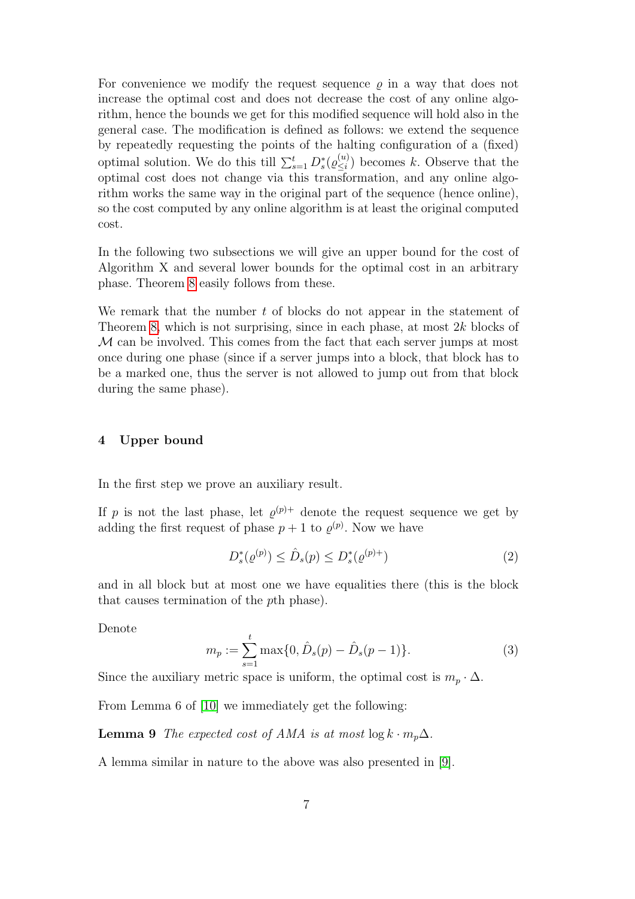For convenience we modify the request sequence $\varrho$ in a way that does not increase the optimal cost and does not decrease the cost of any online algorithm, hence the bounds we get for this modified sequence will hold also in the general case. The modification is defined as follows: we extend the sequence by repeatedly requesting the points of the halting configuration of a (fixed) optimal solution. We do this till $\sum_{s=1}^{t} D_s^*(\varrho_{\leq i}^{(u)})$ becomes $k$. Observe that the optimal cost does not change via this transformation, and any online algorithm works the same way in the original part of the sequence (hence online), so the cost computed by any online algorithm is at least the original computed cost.

In the following two subsections we will give an upper bound for the cost of Algorithm X and several lower bounds for the optimal cost in an arbitrary phase. Theorem 8 easily follows from these.

We remark that the number $t$ of blocks do not appear in the statement of Theorem 8, which is not surprising, since in each phase, at most $2k$ blocks of $\mathcal{M}$ can be involved. This comes from the fact that each server jumps at most once during one phase (since if a server jumps into a block, that block has to be a marked one, thus the server is not allowed to jump out from that block during the same phase).

## 4 Upper bound

In the first step we prove an auxiliary result.

If $p$ is not the last phase, let $\varrho^{(p)+}$ denote the request sequence we get by adding the first request of phase $p+1$ to $\varrho^{(p)}$. Now we have

$$D_s^*(\varrho^{(p)}) \leq \hat{D}_s(p) \leq D_s^*(\varrho^{(p)+}) \tag{2}$$

and in all block but at most one we have equalities there (this is the block that causes termination of the $p$th phase).

Denote

$$m_p := \sum_{s=1}^{t} \max\{0, \hat{D}_s(p) - \hat{D}_s(p-1)\}. \tag{3}$$

Since the auxiliary metric space is uniform, the optimal cost is $m_p \cdot \Delta$.

From Lemma 6 of [10] we immediately get the following:

**Lemma 9** *The expected cost of AMA is at most* $\log k \cdot m_p \Delta$.

A lemma similar in nature to the above was also presented in [9].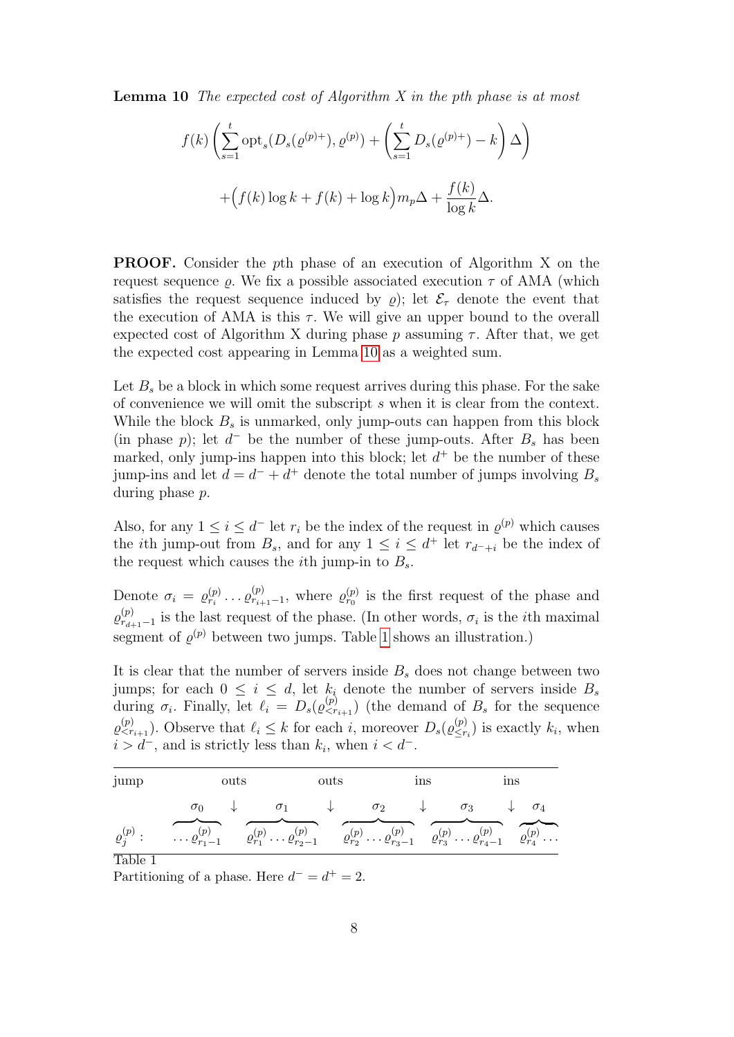**Lemma 10** *The expected cost of Algorithm X in the pth phase is at most*

$$f(k)\left(\sum_{s=1}^{t}\mathrm{opt}_s(D_s(\varrho^{(p)+}),\varrho^{(p)}) + \left(\sum_{s=1}^{t} D_s(\varrho^{(p)+}) - k\right)\Delta\right)$$

$$+\Big(f(k)\log k + f(k) + \log k\Big)m_p\Delta + \frac{f(k)}{\log k}\Delta.$$

**PROOF.** Consider the $p$th phase of an execution of Algorithm X on the request sequence $\varrho$. We fix a possible associated execution $\tau$ of AMA (which satisfies the request sequence induced by $\varrho$); let $\mathcal{E}_\tau$ denote the event that the execution of AMA is this $\tau$. We will give an upper bound to the overall expected cost of Algorithm X during phase $p$ assuming $\tau$. After that, we get the expected cost appearing in Lemma 10 as a weighted sum.

Let $B_s$ be a block in which some request arrives during this phase. For the sake of convenience we will omit the subscript $s$ when it is clear from the context. While the block $B_s$ is unmarked, only jump-outs can happen from this block (in phase $p$); let $d^-$ be the number of these jump-outs. After $B_s$ has been marked, only jump-ins happen into this block; let $d^+$ be the number of these jump-ins and let $d = d^- + d^+$ denote the total number of jumps involving $B_s$ during phase $p$.

Also, for any $1 \le i \le d^-$ let $r_i$ be the index of the request in $\varrho^{(p)}$ which causes the $i$th jump-out from $B_s$, and for any $1 \le i \le d^+$ let $r_{d^-+i}$ be the index of the request which causes the $i$th jump-in to $B_s$.

Denote $\sigma_i = \varrho^{(p)}_{r_i} \dots \varrho^{(p)}_{r_{i+1}-1}$, where $\varrho^{(p)}_{r_0}$ is the first request of the phase and $\varrho^{(p)}_{r_{d+1}-1}$ is the last request of the phase. (In other words, $\sigma_i$ is the $i$th maximal segment of $\varrho^{(p)}$ between two jumps. Table 1 shows an illustration.)

It is clear that the number of servers inside $B_s$ does not change between two jumps; for each $0 \le i \le d$, let $k_i$ denote the number of servers inside $B_s$ during $\sigma_i$. Finally, let $\ell_i = D_s(\varrho^{(p)}_{<r_{i+1}})$ (the demand of $B_s$ for the sequence $\varrho^{(p)}_{<r_{i+1}}$). Observe that $\ell_i \le k$ for each $i$, moreover $D_s(\varrho^{(p)}_{\le r_i})$ is exactly $k_i$, when $i > d^-$, and is strictly less than $k_i$, when $i < d^-$.

| jump | | outs | | outs | | ins | | ins | |
|---|---|---|---|---|---|---|---|---|---|
| | $\sigma_0$ | $\downarrow$ | $\sigma_1$ | $\downarrow$ | $\sigma_2$ | $\downarrow$ | $\sigma_3$ | $\downarrow$ | $\sigma_4$ |
| $\varrho^{(p)}_j$ : | $\dots\varrho^{(p)}_{r_1-1}$ | | $\varrho^{(p)}_{r_1}\dots\varrho^{(p)}_{r_2-1}$ | | $\varrho^{(p)}_{r_2}\dots\varrho^{(p)}_{r_3-1}$ | | $\varrho^{(p)}_{r_3}\dots\varrho^{(p)}_{r_4-1}$ | | $\varrho^{(p)}_{r_4}\dots$ |

Table 1
Partitioning of a phase. Here $d^- = d^+ = 2$.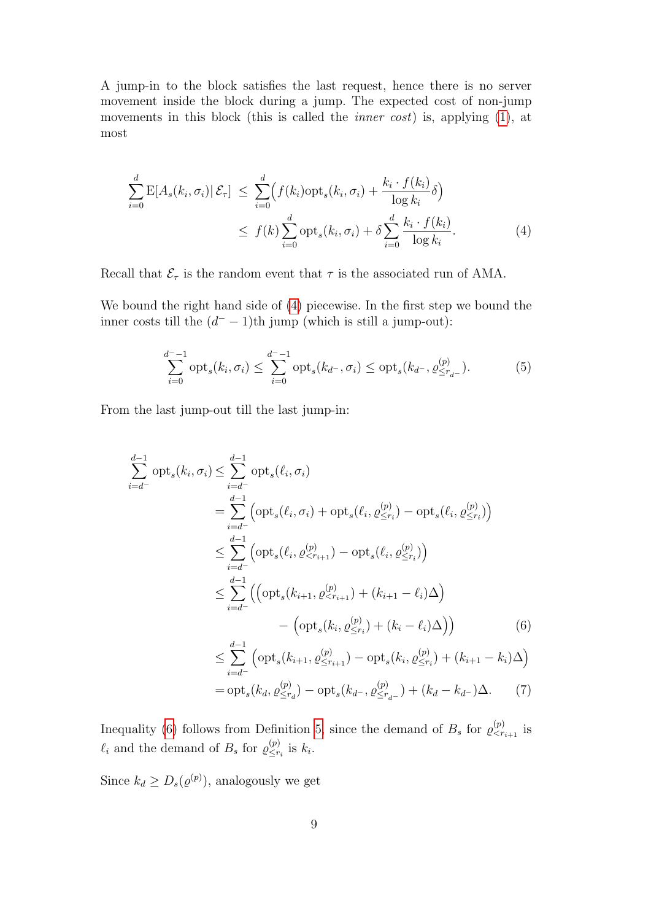A jump-in to the block satisfies the last request, hence there is no server movement inside the block during a jump. The expected cost of non-jump movements in this block (this is called the *inner cost*) is, applying (1), at most

$$\begin{aligned}\sum_{i=0}^{d} \mathrm{E}[A_s(k_i, \sigma_i) \,|\, \mathcal{E}_\tau] \;&\le\; \sum_{i=0}^{d} \Big( f(k_i)\mathrm{opt}_s(k_i, \sigma_i) + \frac{k_i \cdot f(k_i)}{\log k_i}\delta \Big) \\ &\le\; f(k) \sum_{i=0}^{d} \mathrm{opt}_s(k_i, \sigma_i) + \delta \sum_{i=0}^{d} \frac{k_i \cdot f(k_i)}{\log k_i}. \end{aligned} \tag{4}$$

Recall that $\mathcal{E}_\tau$ is the random event that $\tau$ is the associated run of AMA.

We bound the right hand side of (4) piecewise. In the first step we bound the inner costs till the $(d^- - 1)$th jump (which is still a jump-out):

$$\sum_{i=0}^{d^- - 1} \mathrm{opt}_s(k_i, \sigma_i) \le \sum_{i=0}^{d^- - 1} \mathrm{opt}_s(k_{d^-}, \sigma_i) \le \mathrm{opt}_s(k_{d^-}, \varrho^{(p)}_{\le r_{d^-}}). \tag{5}$$

From the last jump-out till the last jump-in:

$$\begin{aligned}
\sum_{i=d^-}^{d-1} \mathrm{opt}_s(k_i, \sigma_i) &\le \sum_{i=d^-}^{d-1} \mathrm{opt}_s(\ell_i, \sigma_i) \\
&= \sum_{i=d^-}^{d-1} \Big( \mathrm{opt}_s(\ell_i, \sigma_i) + \mathrm{opt}_s(\ell_i, \varrho^{(p)}_{\le r_i}) - \mathrm{opt}_s(\ell_i, \varrho^{(p)}_{\le r_i}) \Big) \\
&\le \sum_{i=d^-}^{d-1} \Big( \mathrm{opt}_s(\ell_i, \varrho^{(p)}_{< r_{i+1}}) - \mathrm{opt}_s(\ell_i, \varrho^{(p)}_{\le r_i}) \Big) \\
&\le \sum_{i=d^-}^{d-1} \Big( \Big( \mathrm{opt}_s(k_{i+1}, \varrho^{(p)}_{< r_{i+1}}) + (k_{i+1} - \ell_i)\Delta \Big) \\
&\qquad\qquad - \Big( \mathrm{opt}_s(k_i, \varrho^{(p)}_{\le r_i}) + (k_i - \ell_i)\Delta \Big) \Big) \qquad (6) \\
&\le \sum_{i=d^-}^{d-1} \Big( \mathrm{opt}_s(k_{i+1}, \varrho^{(p)}_{\le r_{i+1}}) - \mathrm{opt}_s(k_i, \varrho^{(p)}_{\le r_i}) + (k_{i+1} - k_i)\Delta \Big) \\
&= \mathrm{opt}_s(k_d, \varrho^{(p)}_{\le r_d}) - \mathrm{opt}_s(k_{d^-}, \varrho^{(p)}_{\le r_{d^-}}) + (k_d - k_{d^-})\Delta. \qquad (7)
\end{aligned}$$

Inequality (6) follows from Definition 5, since the demand of $B_s$ for $\varrho^{(p)}_{< r_{i+1}}$ is $\ell_i$ and the demand of $B_s$ for $\varrho^{(p)}_{\le r_i}$ is $k_i$.

Since $k_d \ge D_s(\varrho^{(p)})$, analogously we get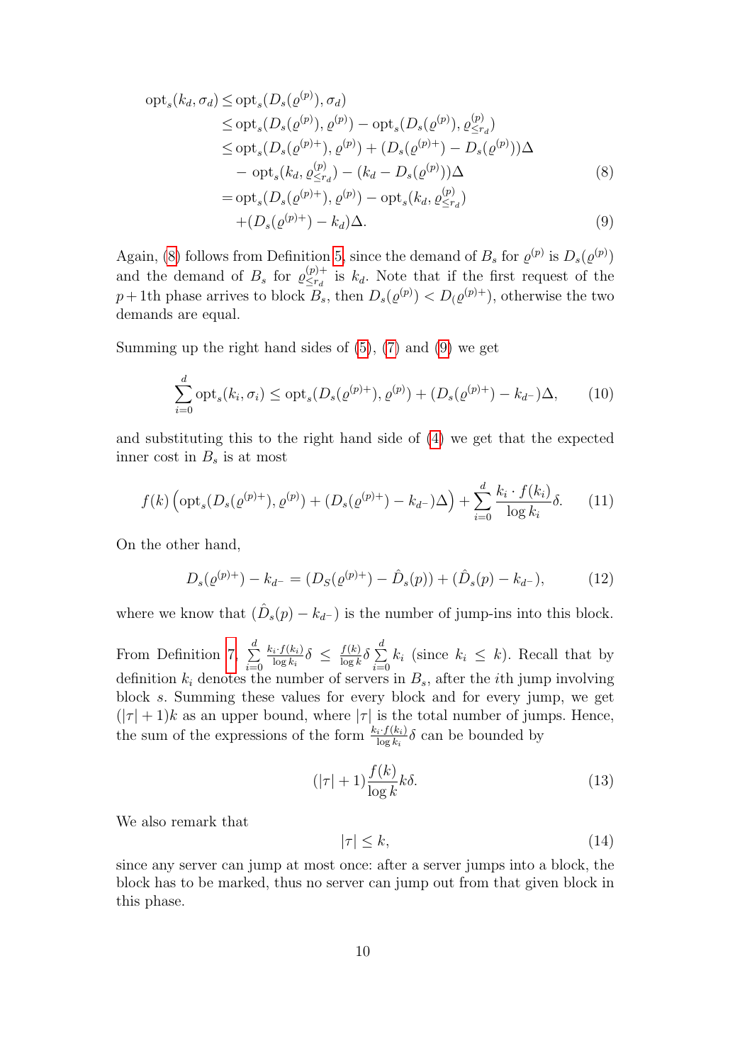$$
\begin{aligned}
\mathrm{opt}_s(k_d, \sigma_d) &\leq \mathrm{opt}_s(D_s(\varrho^{(p)}), \sigma_d) \\
&\leq \mathrm{opt}_s(D_s(\varrho^{(p)}), \varrho^{(p)}) - \mathrm{opt}_s(D_s(\varrho^{(p)}), \varrho^{(p)}_{\leq r_d}) \\
&\leq \mathrm{opt}_s(D_s(\varrho^{(p)+}), \varrho^{(p)}) + (D_s(\varrho^{(p)+}) - D_s(\varrho^{(p)}))\Delta \\
&\quad - \mathrm{opt}_s(k_d, \varrho^{(p)}_{\leq r_d}) - (k_d - D_s(\varrho^{(p)}))\Delta \qquad (8) \\
&= \mathrm{opt}_s(D_s(\varrho^{(p)+}), \varrho^{(p)}) - \mathrm{opt}_s(k_d, \varrho^{(p)}_{\leq r_d}) \\
&\quad + (D_s(\varrho^{(p)+}) - k_d)\Delta. \qquad (9)
\end{aligned}
$$

Again, (8) follows from Definition 5, since the demand of $B_s$ for $\varrho^{(p)}$ is $D_s(\varrho^{(p)})$ and the demand of $B_s$ for $\varrho^{(p)+}_{\leq r_d}$ is $k_d$. Note that if the first request of the $p+1$th phase arrives to block $B_s$, then $D_s(\varrho^{(p)}) < D_(\varrho^{(p)+})$, otherwise the two demands are equal.

Summing up the right hand sides of (5), (7) and (9) we get

$$
\sum_{i=0}^{d} \mathrm{opt}_s(k_i, \sigma_i) \leq \mathrm{opt}_s(D_s(\varrho^{(p)+}), \varrho^{(p)}) + (D_s(\varrho^{(p)+}) - k_{d^-})\Delta, \qquad (10)
$$

and substituting this to the right hand side of (4) we get that the expected inner cost in $B_s$ is at most

$$
f(k)\left(\mathrm{opt}_s(D_s(\varrho^{(p)+}), \varrho^{(p)}) + (D_s(\varrho^{(p)+}) - k_{d^-})\Delta\right) + \sum_{i=0}^{d} \frac{k_i \cdot f(k_i)}{\log k_i}\delta. \qquad (11)
$$

On the other hand,

$$
D_s(\varrho^{(p)+}) - k_{d^-} = (D_S(\varrho^{(p)+}) - \hat{D}_s(p)) + (\hat{D}_s(p) - k_{d^-}), \qquad (12)
$$

where we know that $(\hat{D}_s(p) - k_{d^-})$ is the number of jump-ins into this block.

From Definition 7, $\sum_{i=0}^{d} \frac{k_i \cdot f(k_i)}{\log k_i}\delta \leq \frac{f(k)}{\log k}\delta \sum_{i=0}^{d} k_i$ (since $k_i \leq k$). Recall that by definition $k_i$ denotes the number of servers in $B_s$, after the $i$th jump involving block $s$. Summing these values for every block and for every jump, we get $(|\tau| + 1)k$ as an upper bound, where $|\tau|$ is the total number of jumps. Hence, the sum of the expressions of the form $\frac{k_i \cdot f(k_i)}{\log k_i}\delta$ can be bounded by

$$
(|\tau| + 1)\frac{f(k)}{\log k}k\delta. \qquad (13)
$$

We also remark that

$$
|\tau| \leq k, \qquad (14)
$$

since any server can jump at most once: after a server jumps into a block, the block has to be marked, thus no server can jump out from that given block in this phase.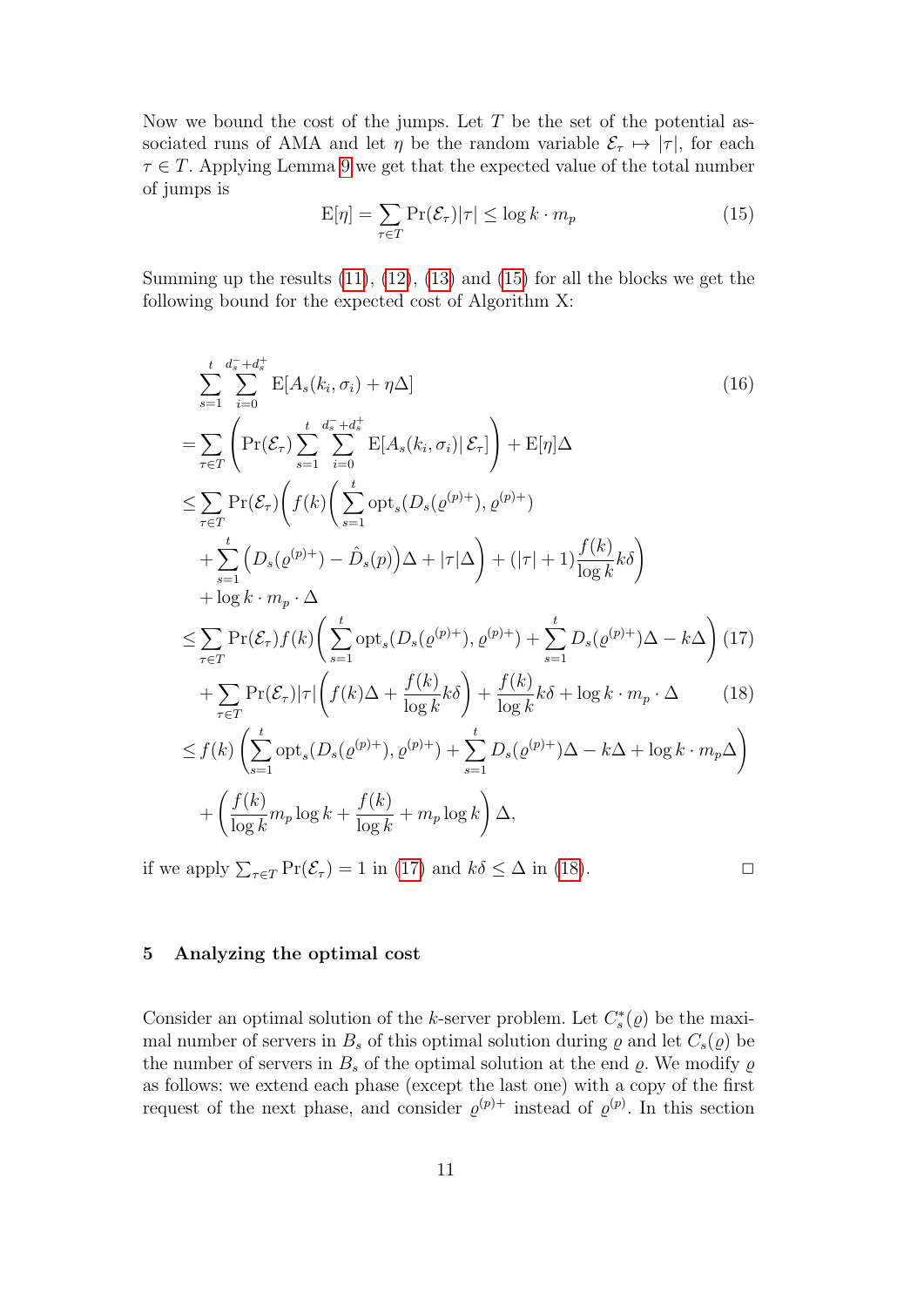Now we bound the cost of the jumps. Let $T$ be the set of the potential associated runs of AMA and let $\eta$ be the random variable $\mathcal{E}_\tau \mapsto |\tau|$, for each $\tau \in T$. Applying Lemma 9 we get that the expected value of the total number of jumps is

$$\mathrm{E}[\eta] = \sum_{\tau \in T} \Pr(\mathcal{E}_\tau)|\tau| \leq \log k \cdot m_p \tag{15}$$

Summing up the results (11), (12), (13) and (15) for all the blocks we get the following bound for the expected cost of Algorithm X:

$$
\begin{aligned}
&\sum_{s=1}^{t} \sum_{i=0}^{d_s^- + d_s^+} \mathrm{E}[A_s(k_i, \sigma_i) + \eta\Delta] && (16)\\
&= \sum_{\tau \in T} \left( \Pr(\mathcal{E}_\tau) \sum_{s=1}^{t} \sum_{i=0}^{d_s^- + d_s^+} \mathrm{E}[A_s(k_i, \sigma_i) | \, \mathcal{E}_\tau] \right) + \mathrm{E}[\eta]\Delta \\
&\leq \sum_{\tau \in T} \Pr(\mathcal{E}_\tau) \Bigg( f(k) \Bigg( \sum_{s=1}^{t} \mathrm{opt}_s(D_s(\varrho^{(p)+}), \varrho^{(p)+}) \\
&\quad + \sum_{s=1}^{t} \left( D_s(\varrho^{(p)+}) - \hat{D}_s(p) \right)\Delta + |\tau|\Delta \Bigg) + (|\tau| + 1)\frac{f(k)}{\log k} k\delta \Bigg) \\
&\quad + \log k \cdot m_p \cdot \Delta \\
&\leq \sum_{\tau \in T} \Pr(\mathcal{E}_\tau) f(k) \left( \sum_{s=1}^{t} \mathrm{opt}_s(D_s(\varrho^{(p)+}), \varrho^{(p)+}) + \sum_{s=1}^{t} D_s(\varrho^{(p)+})\Delta - k\Delta \right) && (17)\\
&\quad + \sum_{\tau \in T} \Pr(\mathcal{E}_\tau)|\tau| \left( f(k)\Delta + \frac{f(k)}{\log k} k\delta \right) + \frac{f(k)}{\log k} k\delta + \log k \cdot m_p \cdot \Delta && (18)\\
&\leq f(k) \left( \sum_{s=1}^{t} \mathrm{opt}_s(D_s(\varrho^{(p)+}), \varrho^{(p)+}) + \sum_{s=1}^{t} D_s(\varrho^{(p)+})\Delta - k\Delta + \log k \cdot m_p \Delta \right) \\
&\quad + \left( \frac{f(k)}{\log k} m_p \log k + \frac{f(k)}{\log k} + m_p \log k \right) \Delta,
\end{aligned}
$$

if we apply $\sum_{\tau \in T} \Pr(\mathcal{E}_\tau) = 1$ in (17) and $k\delta \leq \Delta$ in (18). $\square$

## 5 Analyzing the optimal cost

Consider an optimal solution of the $k$-server problem. Let $C_s^*(\varrho)$ be the maximal number of servers in $B_s$ of this optimal solution during $\varrho$ and let $C_s(\varrho)$ be the number of servers in $B_s$ of the optimal solution at the end $\varrho$. We modify $\varrho$ as follows: we extend each phase (except the last one) with a copy of the first request of the next phase, and consider $\varrho^{(p)+}$ instead of $\varrho^{(p)}$. In this section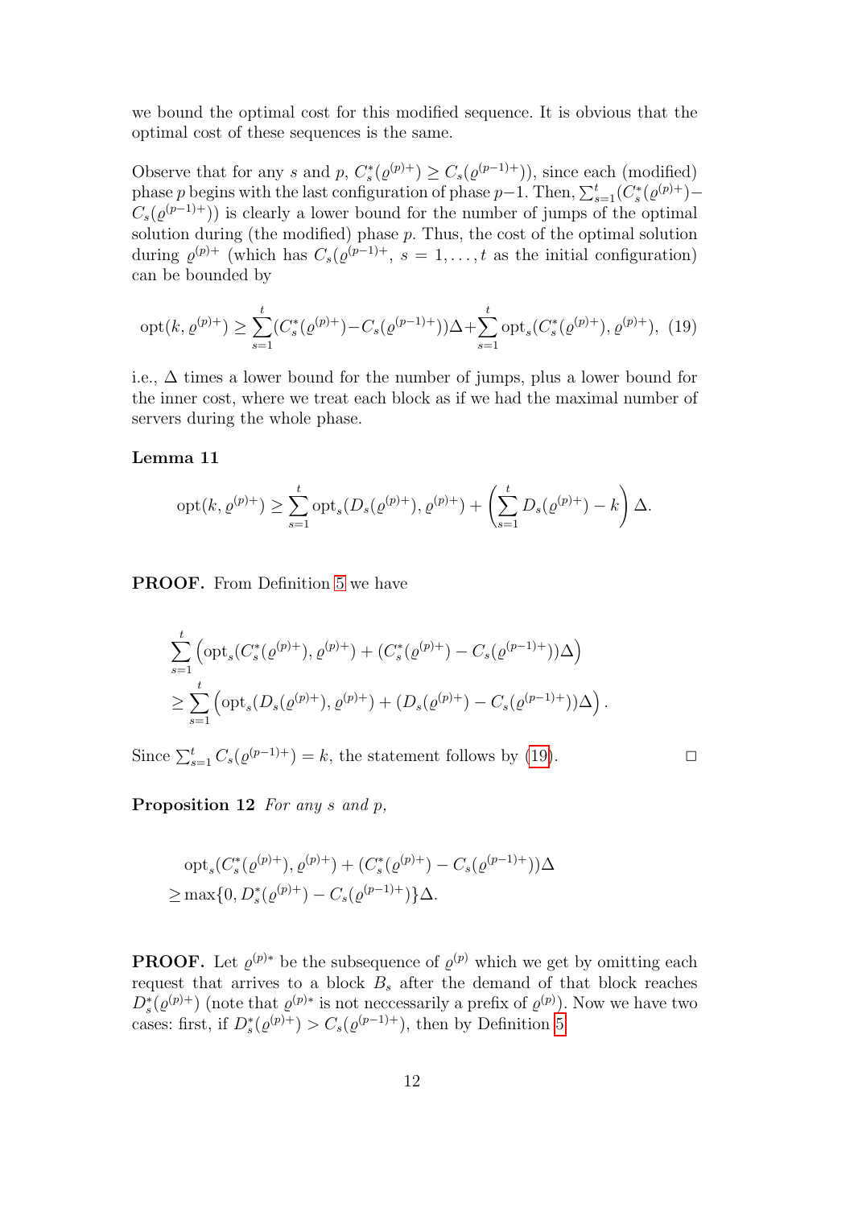we bound the optimal cost for this modified sequence. It is obvious that the optimal cost of these sequences is the same.

Observe that for any $s$ and $p$, $C^*_s(\varrho^{(p)+}) \geq C_s(\varrho^{(p-1)+}))$, since each (modified) phase $p$ begins with the last configuration of phase $p-1$. Then, $\sum_{s=1}^{t}(C^*_s(\varrho^{(p)+}) - C_s(\varrho^{(p-1)+}))$ is clearly a lower bound for the number of jumps of the optimal solution during (the modified) phase $p$. Thus, the cost of the optimal solution during $\varrho^{(p)+}$ (which has $C_s(\varrho^{(p-1)+}$, $s = 1, \ldots, t$ as the initial configuration) can be bounded by

$$\mathrm{opt}(k, \varrho^{(p)+}) \geq \sum_{s=1}^{t}(C^*_s(\varrho^{(p)+}) - C_s(\varrho^{(p-1)+}))\Delta + \sum_{s=1}^{t}\mathrm{opt}_s(C^*_s(\varrho^{(p)+}), \varrho^{(p)+}), \quad (19)$$

i.e., $\Delta$ times a lower bound for the number of jumps, plus a lower bound for the inner cost, where we treat each block as if we had the maximal number of servers during the whole phase.

**Lemma 11**

$$\mathrm{opt}(k, \varrho^{(p)+}) \geq \sum_{s=1}^{t}\mathrm{opt}_s(D_s(\varrho^{(p)+}), \varrho^{(p)+}) + \left(\sum_{s=1}^{t}D_s(\varrho^{(p)+}) - k\right)\Delta.$$

**PROOF.** From Definition 5 we have

$$\sum_{s=1}^{t}\left(\mathrm{opt}_s(C^*_s(\varrho^{(p)+}), \varrho^{(p)+}) + (C^*_s(\varrho^{(p)+}) - C_s(\varrho^{(p-1)+}))\Delta\right)$$
$$\geq \sum_{s=1}^{t}\left(\mathrm{opt}_s(D_s(\varrho^{(p)+}), \varrho^{(p)+}) + (D_s(\varrho^{(p)+}) - C_s(\varrho^{(p-1)+}))\Delta\right).$$

Since $\sum_{s=1}^{t} C_s(\varrho^{(p-1)+}) = k$, the statement follows by (19). □

**Proposition 12** *For any $s$ and $p$,*

$$\mathrm{opt}_s(C^*_s(\varrho^{(p)+}), \varrho^{(p)+}) + (C^*_s(\varrho^{(p)+}) - C_s(\varrho^{(p-1)+}))\Delta$$
$$\geq \max\{0, D^*_s(\varrho^{(p)+}) - C_s(\varrho^{(p-1)+})\}\Delta.$$

**PROOF.** Let $\varrho^{(p)*}$ be the subsequence of $\varrho^{(p)}$ which we get by omitting each request that arrives to a block $B_s$ after the demand of that block reaches $D^*_s(\varrho^{(p)+})$ (note that $\varrho^{(p)*}$ is not neccessarily a prefix of $\varrho^{(p)}$). Now we have two cases: first, if $D^*_s(\varrho^{(p)+}) > C_s(\varrho^{(p-1)+})$, then by Definition 5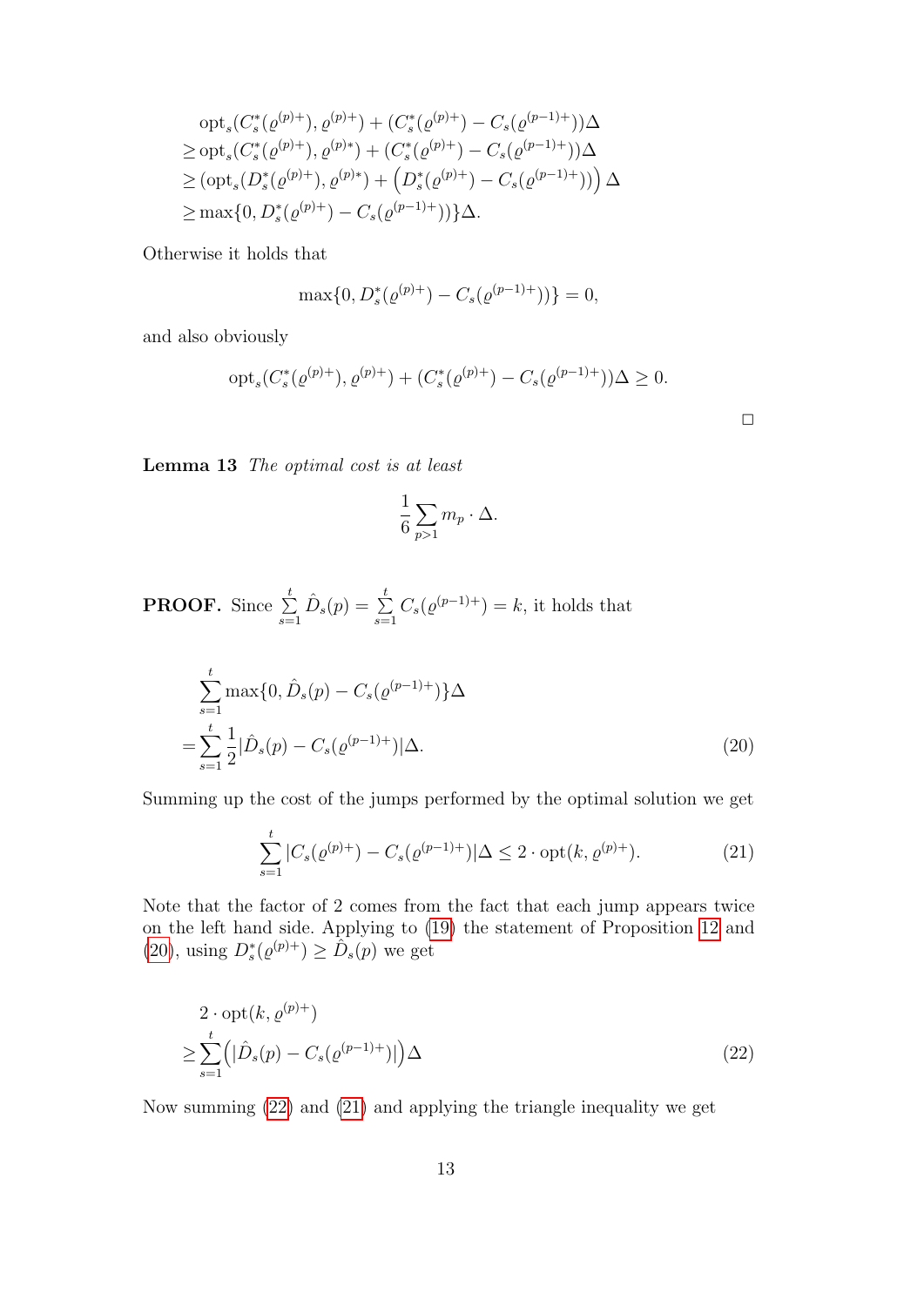$$
\begin{aligned}
&\text{opt}_s(C_s^*(\varrho^{(p)+}), \varrho^{(p)+}) + (C_s^*(\varrho^{(p)+}) - C_s(\varrho^{(p-1)+}))\Delta \\
\geq &\,\text{opt}_s(C_s^*(\varrho^{(p)+}), \varrho^{(p)*}) + (C_s^*(\varrho^{(p)+}) - C_s(\varrho^{(p-1)+}))\Delta \\
\geq &\,(\text{opt}_s(D_s^*(\varrho^{(p)+}), \varrho^{(p)*}) + \left(D_s^*(\varrho^{(p)+}) - C_s(\varrho^{(p-1)+})\right)\right)\Delta \\
\geq &\max\{0, D_s^*(\varrho^{(p)+}) - C_s(\varrho^{(p-1)+}))\}\Delta.
\end{aligned}
$$

Otherwise it holds that

$$
\max\{0, D_s^*(\varrho^{(p)+}) - C_s(\varrho^{(p-1)+}))\} = 0,
$$

and also obviously

$$
\text{opt}_s(C_s^*(\varrho^{(p)+}), \varrho^{(p)+}) + (C_s^*(\varrho^{(p)+}) - C_s(\varrho^{(p-1)+}))\Delta \geq 0.
$$

□

**Lemma 13** *The optimal cost is at least*

$$
\frac{1}{6}\sum_{p>1} m_p \cdot \Delta.
$$

**PROOF.** Since $\sum_{s=1}^{t} \hat{D}_s(p) = \sum_{s=1}^{t} C_s(\varrho^{(p-1)+}) = k$, it holds that

$$
\begin{aligned}
&\sum_{s=1}^{t} \max\{0, \hat{D}_s(p) - C_s(\varrho^{(p-1)+})\}\Delta \\
= &\sum_{s=1}^{t} \frac{1}{2}|\hat{D}_s(p) - C_s(\varrho^{(p-1)+})|\Delta.
\end{aligned} \tag{20}
$$

Summing up the cost of the jumps performed by the optimal solution we get

$$
\sum_{s=1}^{t} |C_s(\varrho^{(p)+}) - C_s(\varrho^{(p-1)+})|\Delta \leq 2 \cdot \text{opt}(k, \varrho^{(p)+}). \tag{21}
$$

Note that the factor of 2 comes from the fact that each jump appears twice on the left hand side. Applying to (19) the statement of Proposition 12 and (20), using $D_s^*(\varrho^{(p)+}) \geq \hat{D}_s(p)$ we get

$$
\begin{aligned}
&2 \cdot \text{opt}(k, \varrho^{(p)+}) \\
\geq &\sum_{s=1}^{t} \left(|\hat{D}_s(p) - C_s(\varrho^{(p-1)+})|\right)\Delta
\end{aligned} \tag{22}
$$

Now summing (22) and (21) and applying the triangle inequality we get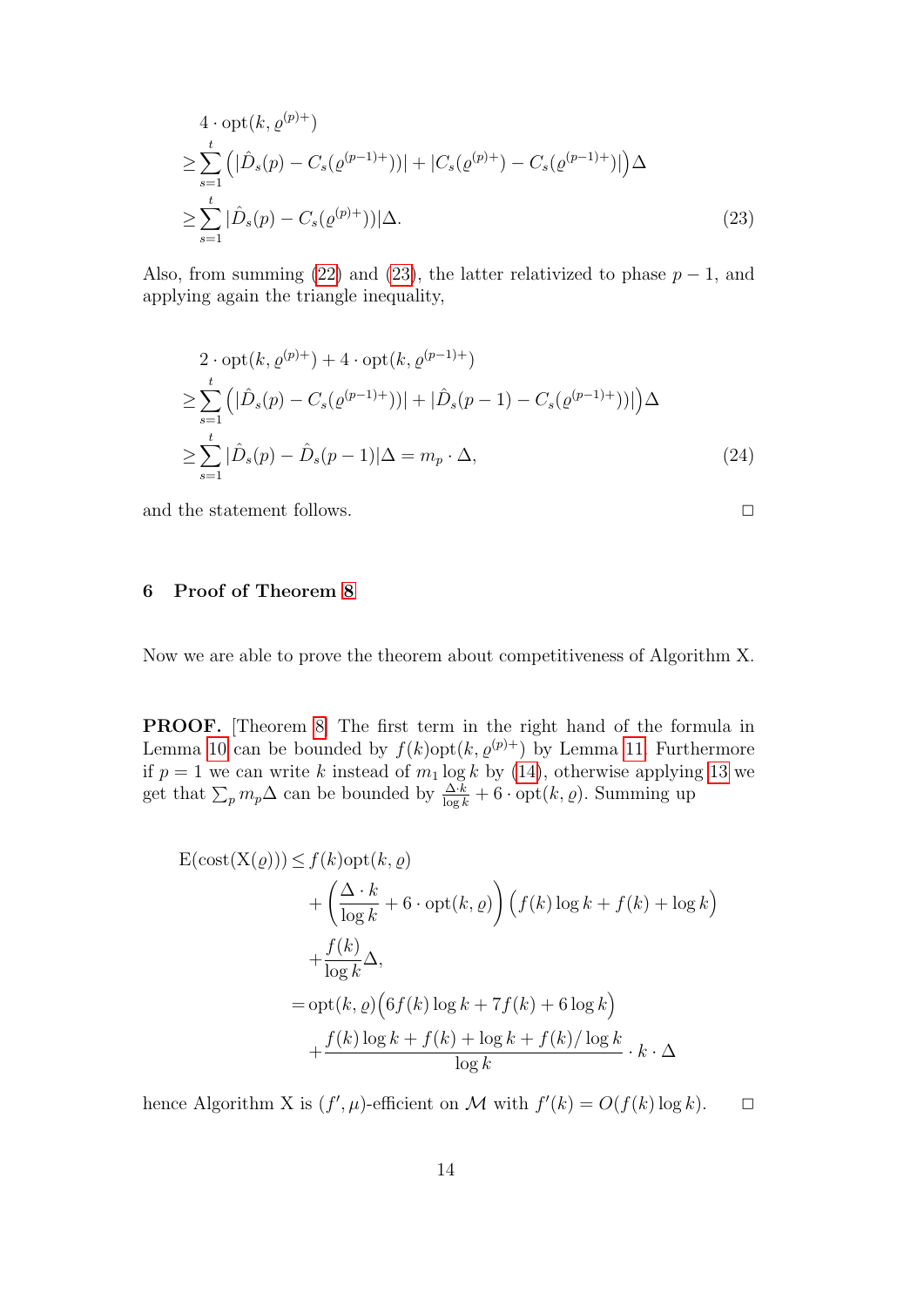$$
\begin{aligned}
&4 \cdot \mathrm{opt}(k, \varrho^{(p)+}) \\
&\geq \sum_{s=1}^{t} \Big( |\hat{D}_s(p) - C_s(\varrho^{(p-1)+}))| + |C_s(\varrho^{(p)+}) - C_s(\varrho^{(p-1)+})| \Big) \Delta \\
&\geq \sum_{s=1}^{t} |\hat{D}_s(p) - C_s(\varrho^{(p)+}))| \Delta. \qquad (23)
\end{aligned}
$$

Also, from summing (22) and (23), the latter relativized to phase $p-1$, and applying again the triangle inequality,

$$
\begin{aligned}
&2 \cdot \mathrm{opt}(k, \varrho^{(p)+}) + 4 \cdot \mathrm{opt}(k, \varrho^{(p-1)+}) \\
&\geq \sum_{s=1}^{t} \Big( |\hat{D}_s(p) - C_s(\varrho^{(p-1)+}))| + |\hat{D}_s(p-1) - C_s(\varrho^{(p-1)+}))| \Big) \Delta \\
&\geq \sum_{s=1}^{t} |\hat{D}_s(p) - \hat{D}_s(p-1)| \Delta = m_p \cdot \Delta, \qquad (24)
\end{aligned}
$$

and the statement follows. □

## 6 Proof of Theorem 8

Now we are able to prove the theorem about competitiveness of Algorithm X.

**PROOF.** [Theorem 8] The first term in the right hand of the formula in Lemma 10 can be bounded by $f(k)\mathrm{opt}(k, \varrho^{(p)+})$ by Lemma 11. Furthermore if $p = 1$ we can write $k$ instead of $m_1 \log k$ by (14), otherwise applying 13 we get that $\sum_p m_p \Delta$ can be bounded by $\frac{\Delta \cdot k}{\log k} + 6 \cdot \mathrm{opt}(k, \varrho)$. Summing up

$$
\begin{aligned}
\mathrm{E}(\mathrm{cost}(\mathrm{X}(\varrho))) \leq\, & f(k)\mathrm{opt}(k, \varrho) \\
& + \left( \frac{\Delta \cdot k}{\log k} + 6 \cdot \mathrm{opt}(k, \varrho) \right) \Big( f(k) \log k + f(k) + \log k \Big) \\
& + \frac{f(k)}{\log k} \Delta, \\
=\, & \mathrm{opt}(k, \varrho) \Big( 6 f(k) \log k + 7 f(k) + 6 \log k \Big) \\
& + \frac{f(k) \log k + f(k) + \log k + f(k)/\log k}{\log k} \cdot k \cdot \Delta
\end{aligned}
$$

hence Algorithm X is $(f', \mu)$-efficient on $\mathcal{M}$ with $f'(k) = O(f(k) \log k)$. □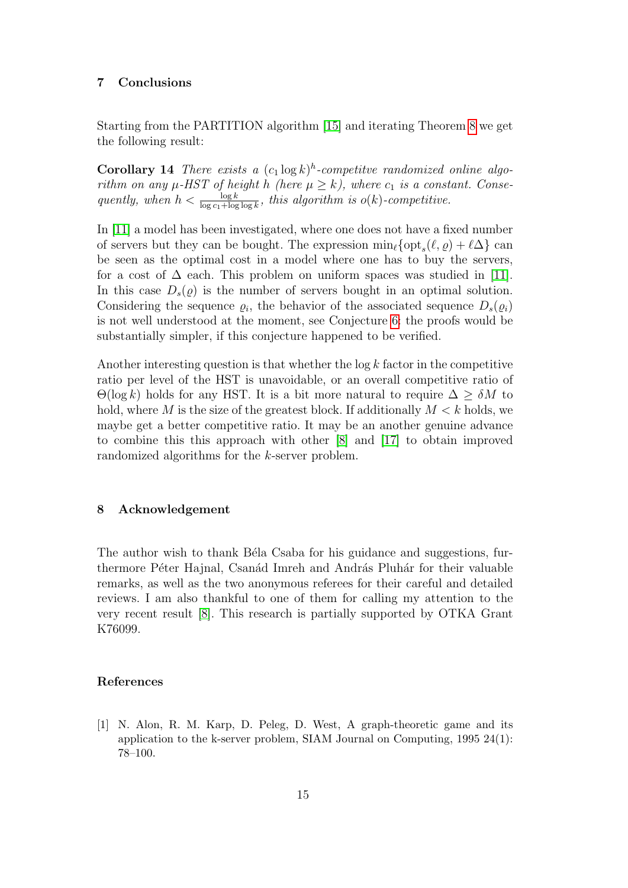## 7 Conclusions

Starting from the PARTITION algorithm [15] and iterating Theorem 8 we get the following result:

**Corollary 14** *There exists a $(c_1 \log k)^h$-competitve randomized online algorithm on any $\mu$-HST of height $h$ (here $\mu \geq k$), where $c_1$ is a constant. Consequently, when $h < \frac{\log k}{\log c_1 + \log\log k}$, this algorithm is $o(k)$-competitive.*

In [11] a model has been investigated, where one does not have a fixed number of servers but they can be bought. The expression $\min_\ell\{\mathrm{opt}_s(\ell, \varrho) + \ell\Delta\}$ can be seen as the optimal cost in a model where one has to buy the servers, for a cost of $\Delta$ each. This problem on uniform spaces was studied in [11]. In this case $D_s(\varrho)$ is the number of servers bought in an optimal solution. Considering the sequence $\varrho_i$, the behavior of the associated sequence $D_s(\varrho_i)$ is not well understood at the moment, see Conjecture 6: the proofs would be substantially simpler, if this conjecture happened to be verified.

Another interesting question is that whether the $\log k$ factor in the competitive ratio per level of the HST is unavoidable, or an overall competitive ratio of $\Theta(\log k)$ holds for any HST. It is a bit more natural to require $\Delta \geq \delta M$ to hold, where $M$ is the size of the greatest block. If additionally $M < k$ holds, we maybe get a better competitive ratio. It may be an another genuine advance to combine this this approach with other [8] and [17] to obtain improved randomized algorithms for the $k$-server problem.

## 8 Acknowledgement

The author wish to thank Béla Csaba for his guidance and suggestions, furthermore Péter Hajnal, Csanád Imreh and András Pluhár for their valuable remarks, as well as the two anonymous referees for their careful and detailed reviews. I am also thankful to one of them for calling my attention to the very recent result [8]. This research is partially supported by OTKA Grant K76099.

## References

[1] N. Alon, R. M. Karp, D. Peleg, D. West, A graph-theoretic game and its application to the k-server problem, SIAM Journal on Computing, 1995 24(1): 78–100.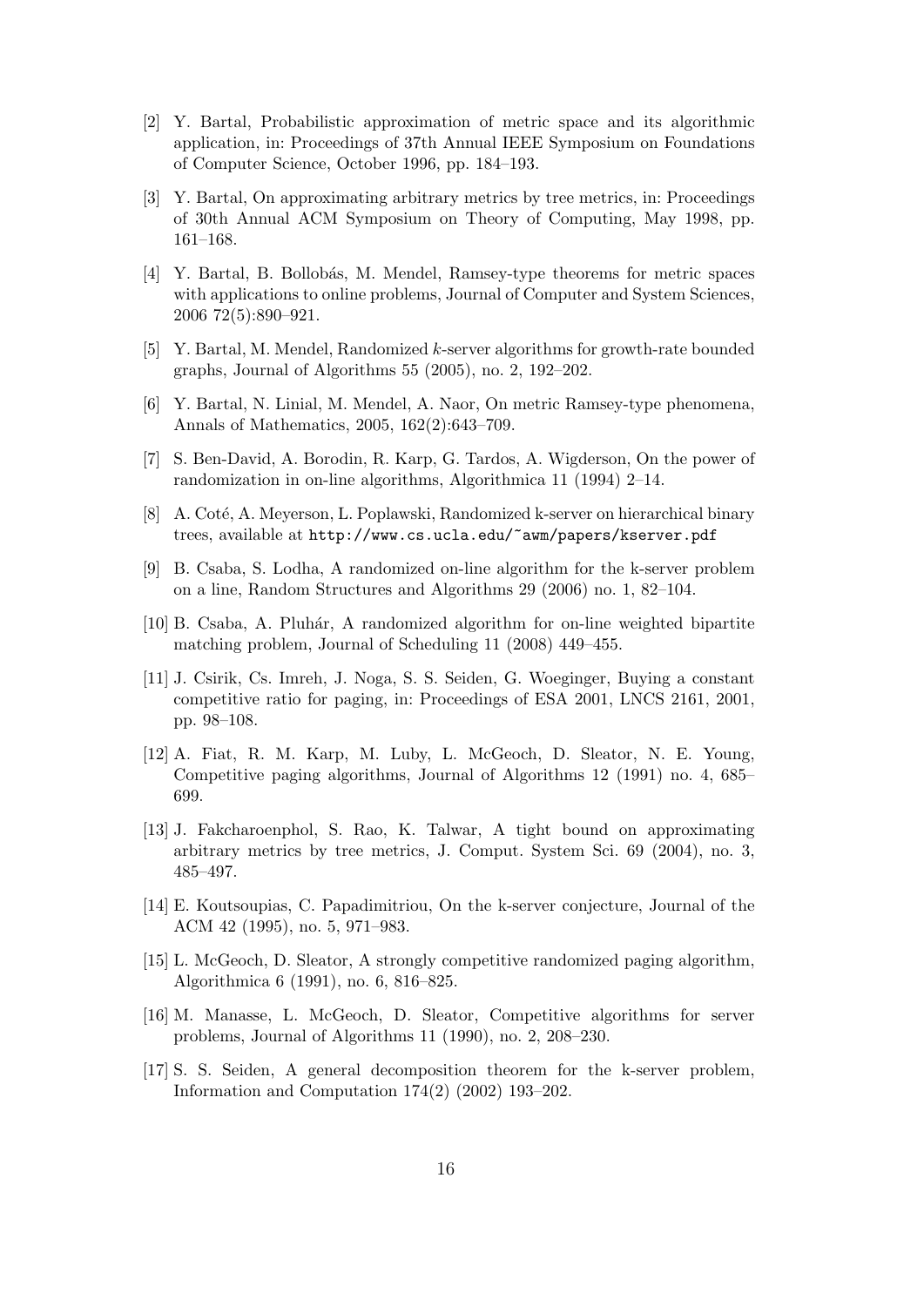[2] Y. Bartal, Probabilistic approximation of metric space and its algorithmic application, in: Proceedings of 37th Annual IEEE Symposium on Foundations of Computer Science, October 1996, pp. 184–193.

[3] Y. Bartal, On approximating arbitrary metrics by tree metrics, in: Proceedings of 30th Annual ACM Symposium on Theory of Computing, May 1998, pp. 161–168.

[4] Y. Bartal, B. Bollobás, M. Mendel, Ramsey-type theorems for metric spaces with applications to online problems, Journal of Computer and System Sciences, 2006 72(5):890–921.

[5] Y. Bartal, M. Mendel, Randomized $k$-server algorithms for growth-rate bounded graphs, Journal of Algorithms 55 (2005), no. 2, 192–202.

[6] Y. Bartal, N. Linial, M. Mendel, A. Naor, On metric Ramsey-type phenomena, Annals of Mathematics, 2005, 162(2):643–709.

[7] S. Ben-David, A. Borodin, R. Karp, G. Tardos, A. Wigderson, On the power of randomization in on-line algorithms, Algorithmica 11 (1994) 2–14.

[8] A. Coté, A. Meyerson, L. Poplawski, Randomized k-server on hierarchical binary trees, available at `http://www.cs.ucla.edu/~awm/papers/kserver.pdf`

[9] B. Csaba, S. Lodha, A randomized on-line algorithm for the k-server problem on a line, Random Structures and Algorithms 29 (2006) no. 1, 82–104.

[10] B. Csaba, A. Pluhár, A randomized algorithm for on-line weighted bipartite matching problem, Journal of Scheduling 11 (2008) 449–455.

[11] J. Csirik, Cs. Imreh, J. Noga, S. S. Seiden, G. Woeginger, Buying a constant competitive ratio for paging, in: Proceedings of ESA 2001, LNCS 2161, 2001, pp. 98–108.

[12] A. Fiat, R. M. Karp, M. Luby, L. McGeoch, D. Sleator, N. E. Young, Competitive paging algorithms, Journal of Algorithms 12 (1991) no. 4, 685–699.

[13] J. Fakcharoenphol, S. Rao, K. Talwar, A tight bound on approximating arbitrary metrics by tree metrics, J. Comput. System Sci. 69 (2004), no. 3, 485–497.

[14] E. Koutsoupias, C. Papadimitriou, On the k-server conjecture, Journal of the ACM 42 (1995), no. 5, 971–983.

[15] L. McGeoch, D. Sleator, A strongly competitive randomized paging algorithm, Algorithmica 6 (1991), no. 6, 816–825.

[16] M. Manasse, L. McGeoch, D. Sleator, Competitive algorithms for server problems, Journal of Algorithms 11 (1990), no. 2, 208–230.

[17] S. S. Seiden, A general decomposition theorem for the k-server problem, Information and Computation 174(2) (2002) 193–202.